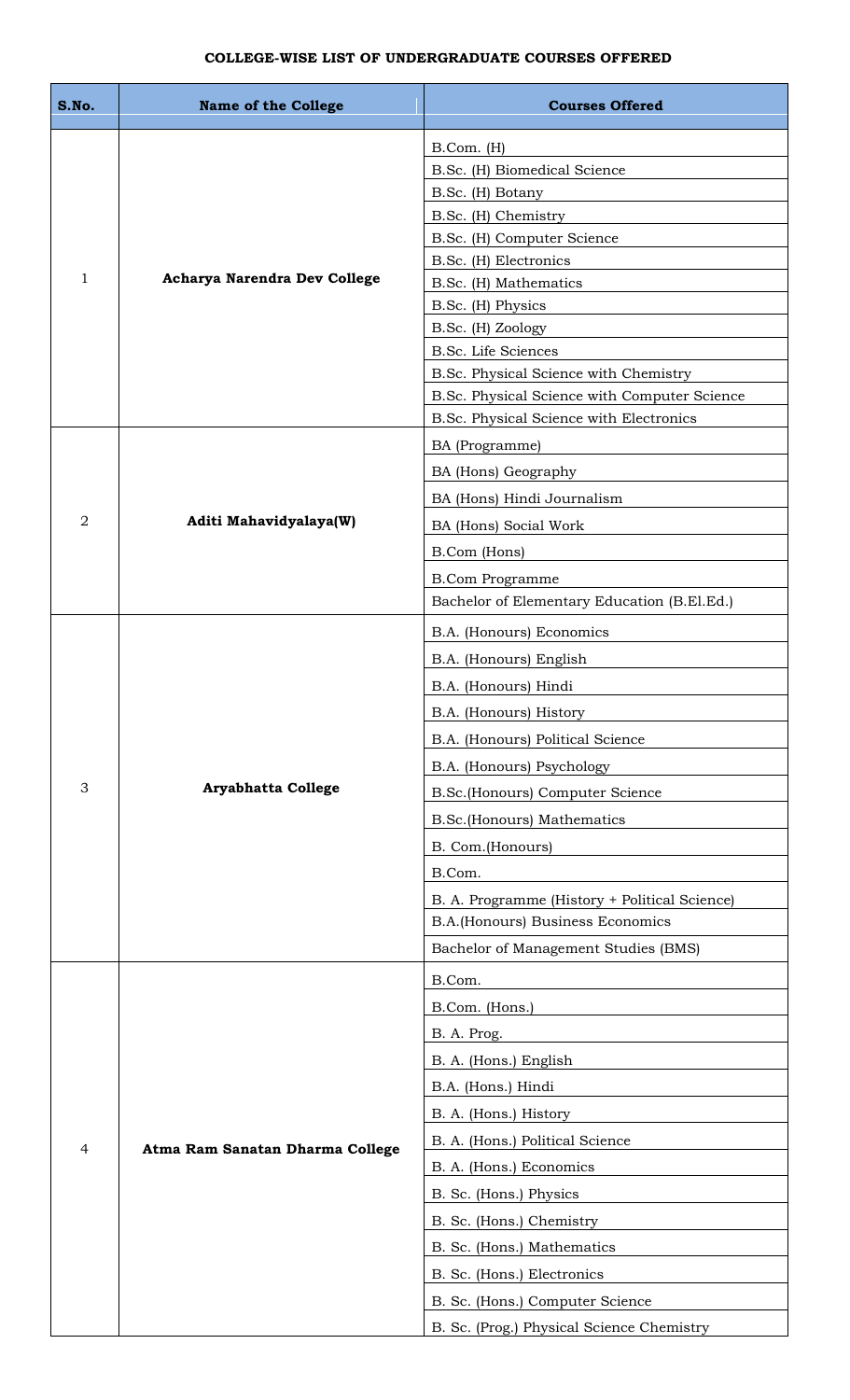**COLLEGE-WISE LIST OF UNDERGRADUATE COURSES OFFERED**

| S.No. | Name of the College | Courses Offered |
|---|---|---|
| 1 | **Acharya Narendra Dev College** | B.Com. (H) |
| | | B.Sc. (H) Biomedical Science |
| | | B.Sc. (H) Botany |
| | | B.Sc. (H) Chemistry |
| | | B.Sc. (H) Computer Science |
| | | B.Sc. (H) Electronics |
| | | B.Sc. (H) Mathematics |
| | | B.Sc. (H) Physics |
| | | B.Sc. (H) Zoology |
| | | B.Sc. Life Sciences |
| | | B.Sc. Physical Science with Chemistry |
| | | B.Sc. Physical Science with Computer Science |
| | | B.Sc. Physical Science with Electronics |
| 2 | **Aditi Mahavidyalaya(W)** | BA (Programme) |
| | | BA (Hons) Geography |
| | | BA (Hons) Hindi Journalism |
| | | BA (Hons) Social Work |
| | | B.Com (Hons) |
| | | B.Com Programme |
| | | Bachelor of Elementary Education (B.El.Ed.) |
| 3 | **Aryabhatta College** | B.A. (Honours) Economics |
| | | B.A. (Honours) English |
| | | B.A. (Honours) Hindi |
| | | B.A. (Honours) History |
| | | B.A. (Honours) Political Science |
| | | B.A. (Honours) Psychology |
| | | B.Sc.(Honours) Computer Science |
| | | B.Sc.(Honours) Mathematics |
| | | B. Com.(Honours) |
| | | B.Com. |
| | | B. A. Programme (History + Political Science) |
| | | B.A.(Honours) Business Economics |
| | | Bachelor of Management Studies (BMS) |
| 4 | **Atma Ram Sanatan Dharma College** | B.Com. |
| | | B.Com. (Hons.) |
| | | B. A. Prog. |
| | | B. A. (Hons.) English |
| | | B.A. (Hons.) Hindi |
| | | B. A. (Hons.) History |
| | | B. A. (Hons.) Political Science |
| | | B. A. (Hons.) Economics |
| | | B. Sc. (Hons.) Physics |
| | | B. Sc. (Hons.) Chemistry |
| | | B. Sc. (Hons.) Mathematics |
| | | B. Sc. (Hons.) Electronics |
| | | B. Sc. (Hons.) Computer Science |
| | | B. Sc. (Prog.) Physical Science Chemistry |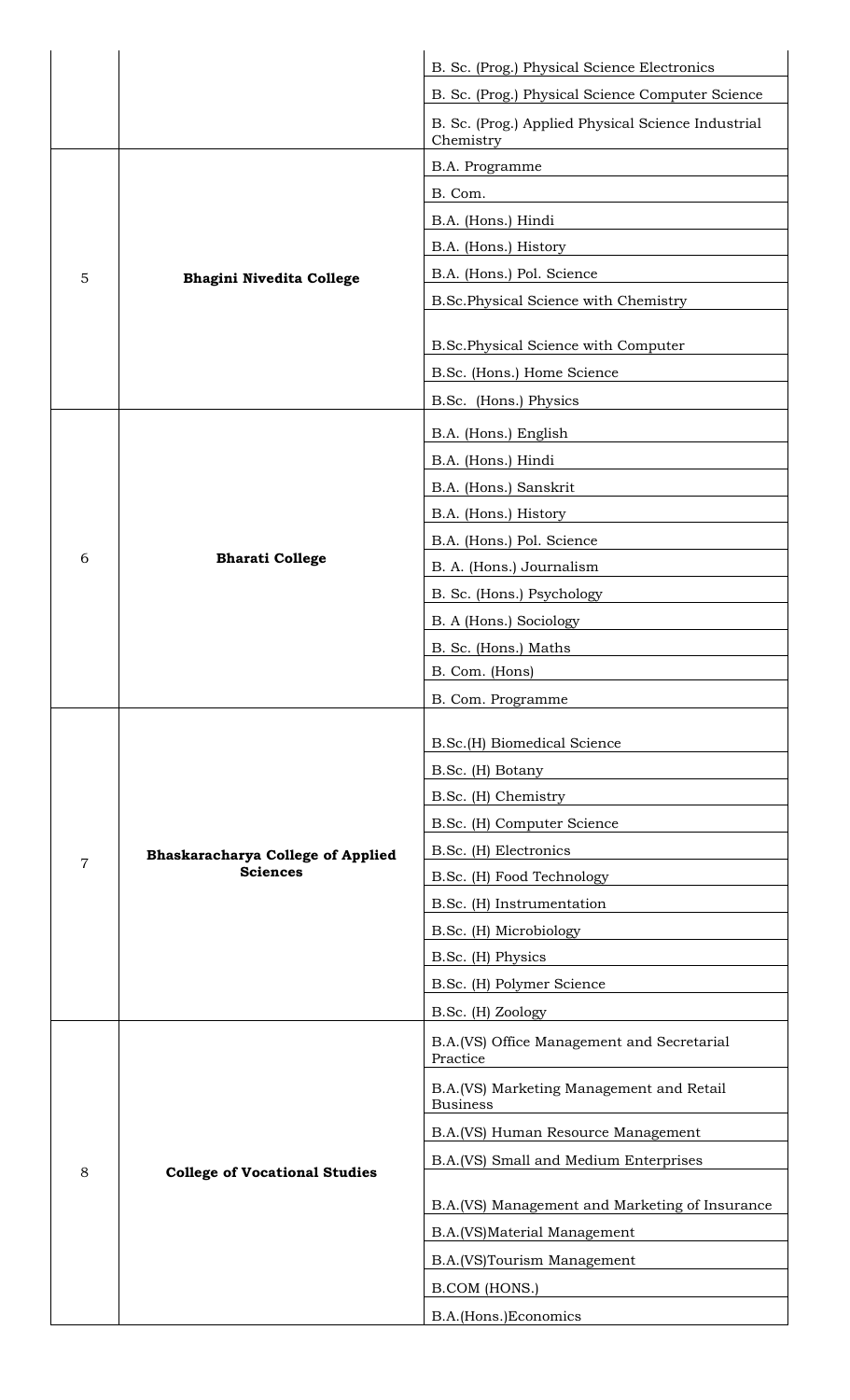| | | B. Sc. (Prog.) Physical Science Electronics |
|---|---|---|
| | | B. Sc. (Prog.) Physical Science Computer Science |
| | | B. Sc. (Prog.) Applied Physical Science Industrial Chemistry |
| 5 | **Bhagini Nivedita College** | B.A. Programme |
| | | B. Com. |
| | | B.A. (Hons.) Hindi |
| | | B.A. (Hons.) History |
| | | B.A. (Hons.) Pol. Science |
| | | B.Sc.Physical Science with Chemistry |
| | | B.Sc.Physical Science with Computer |
| | | B.Sc. (Hons.) Home Science |
| | | B.Sc. (Hons.) Physics |
| 6 | **Bharati College** | B.A. (Hons.) English |
| | | B.A. (Hons.) Hindi |
| | | B.A. (Hons.) Sanskrit |
| | | B.A. (Hons.) History |
| | | B.A. (Hons.) Pol. Science |
| | | B. A. (Hons.) Journalism |
| | | B. Sc. (Hons.) Psychology |
| | | B. A (Hons.) Sociology |
| | | B. Sc. (Hons.) Maths |
| | | B. Com. (Hons) |
| | | B. Com. Programme |
| 7 | **Bhaskaracharya College of Applied Sciences** | B.Sc.(H) Biomedical Science |
| | | B.Sc. (H) Botany |
| | | B.Sc. (H) Chemistry |
| | | B.Sc. (H) Computer Science |
| | | B.Sc. (H) Electronics |
| | | B.Sc. (H) Food Technology |
| | | B.Sc. (H) Instrumentation |
| | | B.Sc. (H) Microbiology |
| | | B.Sc. (H) Physics |
| | | B.Sc. (H) Polymer Science |
| | | B.Sc. (H) Zoology |
| 8 | **College of Vocational Studies** | B.A.(VS) Office Management and Secretarial Practice |
| | | B.A.(VS) Marketing Management and Retail Business |
| | | B.A.(VS) Human Resource Management |
| | | B.A.(VS) Small and Medium Enterprises |
| | | B.A.(VS) Management and Marketing of Insurance |
| | | B.A.(VS)Material Management |
| | | B.A.(VS)Tourism Management |
| | | B.COM (HONS.) |
| | | B.A.(Hons.)Economics |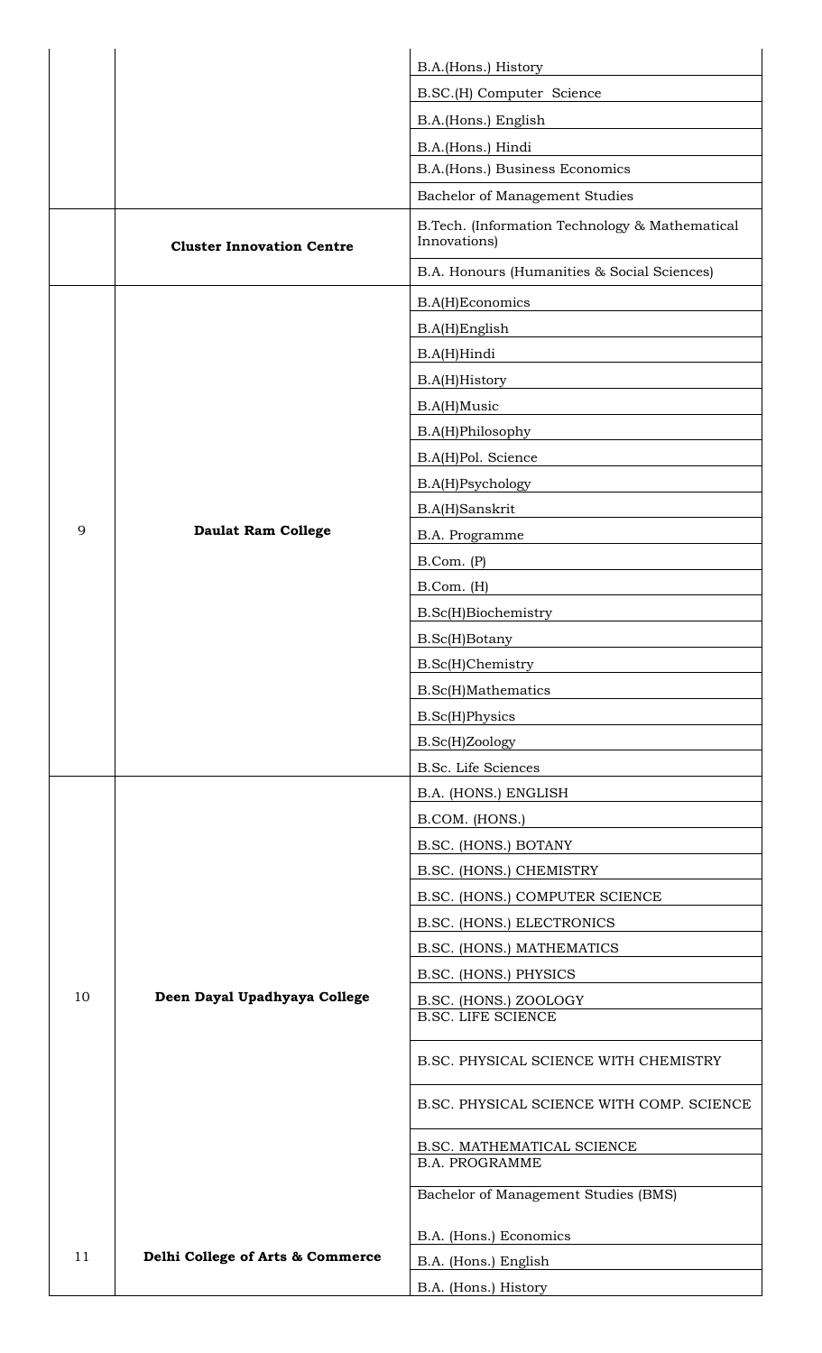| | | |
|---|---|---|
| | | B.A.(Hons.) History |
| | | B.SC.(H) Computer Science |
| | | B.A.(Hons.) English |
| | | B.A.(Hons.) Hindi |
| | | B.A.(Hons.) Business Economics |
| | | Bachelor of Management Studies |
| | **Cluster Innovation Centre** | B.Tech. (Information Technology & Mathematical Innovations) |
| | | B.A. Honours (Humanities & Social Sciences) |
| 9 | **Daulat Ram College** | B.A(H)Economics |
| | | B.A(H)English |
| | | B.A(H)Hindi |
| | | B.A(H)History |
| | | B.A(H)Music |
| | | B.A(H)Philosophy |
| | | B.A(H)Pol. Science |
| | | B.A(H)Psychology |
| | | B.A(H)Sanskrit |
| | | B.A. Programme |
| | | B.Com. (P) |
| | | B.Com. (H) |
| | | B.Sc(H)Biochemistry |
| | | B.Sc(H)Botany |
| | | B.Sc(H)Chemistry |
| | | B.Sc(H)Mathematics |
| | | B.Sc(H)Physics |
| | | B.Sc(H)Zoology |
| | | B.Sc. Life Sciences |
| 10 | **Deen Dayal Upadhyaya College** | B.A. (HONS.) ENGLISH |
| | | B.COM. (HONS.) |
| | | B.SC. (HONS.) BOTANY |
| | | B.SC. (HONS.) CHEMISTRY |
| | | B.SC. (HONS.) COMPUTER SCIENCE |
| | | B.SC. (HONS.) ELECTRONICS |
| | | B.SC. (HONS.) MATHEMATICS |
| | | B.SC. (HONS.) PHYSICS |
| | | B.SC. (HONS.) ZOOLOGY |
| | | B.SC. LIFE SCIENCE |
| | | B.SC. PHYSICAL SCIENCE WITH CHEMISTRY |
| | | B.SC. PHYSICAL SCIENCE WITH COMP. SCIENCE |
| | | B.SC. MATHEMATICAL SCIENCE |
| | | B.A. PROGRAMME |
| | | Bachelor of Management Studies (BMS) |
| 11 | **Delhi College of Arts & Commerce** | B.A. (Hons.) Economics |
| | | B.A. (Hons.) English |
| | | B.A. (Hons.) History |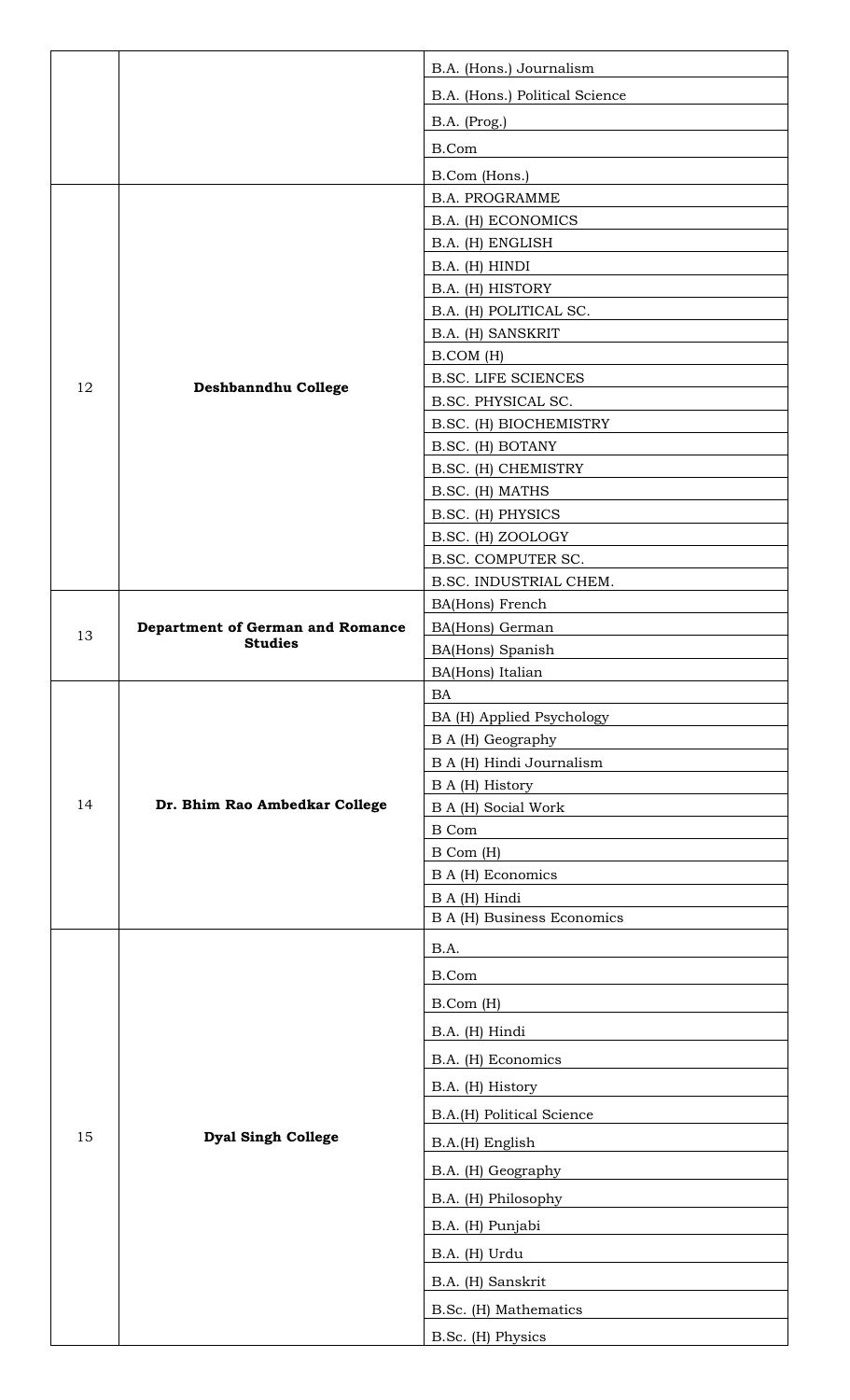| | | |
|---|---|---|
| | | B.A. (Hons.) Journalism |
| | | B.A. (Hons.) Political Science |
| | | B.A. (Prog.) |
| | | B.Com |
| | | B.Com (Hons.) |
| 12 | **Deshbanndhu College** | B.A. PROGRAMME |
| | | B.A. (H) ECONOMICS |
| | | B.A. (H) ENGLISH |
| | | B.A. (H) HINDI |
| | | B.A. (H) HISTORY |
| | | B.A. (H) POLITICAL SC. |
| | | B.A. (H) SANSKRIT |
| | | B.COM (H) |
| | | B.SC. LIFE SCIENCES |
| | | B.SC. PHYSICAL SC. |
| | | B.SC. (H) BIOCHEMISTRY |
| | | B.SC. (H) BOTANY |
| | | B.SC. (H) CHEMISTRY |
| | | B.SC. (H) MATHS |
| | | B.SC. (H) PHYSICS |
| | | B.SC. (H) ZOOLOGY |
| | | B.SC. COMPUTER SC. |
| | | B.SC. INDUSTRIAL CHEM. |
| 13 | **Department of German and Romance Studies** | BA(Hons) French |
| | | BA(Hons) German |
| | | BA(Hons) Spanish |
| | | BA(Hons) Italian |
| 14 | **Dr. Bhim Rao Ambedkar College** | BA |
| | | BA (H) Applied Psychology |
| | | B A (H) Geography |
| | | B A (H) Hindi Journalism |
| | | B A (H) History |
| | | B A (H) Social Work |
| | | B Com |
| | | B Com (H) |
| | | B A (H) Economics |
| | | B A (H) Hindi |
| | | B A (H) Business Economics |
| 15 | **Dyal Singh College** | B.A. |
| | | B.Com |
| | | B.Com (H) |
| | | B.A. (H) Hindi |
| | | B.A. (H) Economics |
| | | B.A. (H) History |
| | | B.A.(H) Political Science |
| | | B.A.(H) English |
| | | B.A. (H) Geography |
| | | B.A. (H) Philosophy |
| | | B.A. (H) Punjabi |
| | | B.A. (H) Urdu |
| | | B.A. (H) Sanskrit |
| | | B.Sc. (H) Mathematics |
| | | B.Sc. (H) Physics |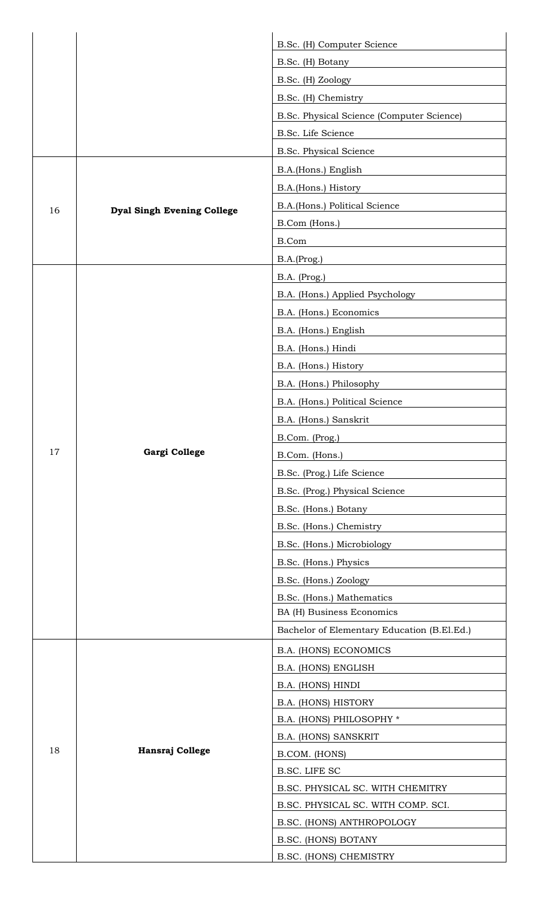| | | |
|---|---|---|
| | | B.Sc. (H) Computer Science |
| | | B.Sc. (H) Botany |
| | | B.Sc. (H) Zoology |
| | | B.Sc. (H) Chemistry |
| | | B.Sc. Physical Science (Computer Science) |
| | | B.Sc. Life Science |
| | | B.Sc. Physical Science |
| 16 | **Dyal Singh Evening College** | B.A.(Hons.) English |
| | | B.A.(Hons.) History |
| | | B.A.(Hons.) Political Science |
| | | B.Com (Hons.) |
| | | B.Com |
| | | B.A.(Prog.) |
| 17 | **Gargi College** | B.A. (Prog.) |
| | | B.A. (Hons.) Applied Psychology |
| | | B.A. (Hons.) Economics |
| | | B.A. (Hons.) English |
| | | B.A. (Hons.) Hindi |
| | | B.A. (Hons.) History |
| | | B.A. (Hons.) Philosophy |
| | | B.A. (Hons.) Political Science |
| | | B.A. (Hons.) Sanskrit |
| | | B.Com. (Prog.) |
| | | B.Com. (Hons.) |
| | | B.Sc. (Prog.) Life Science |
| | | B.Sc. (Prog.) Physical Science |
| | | B.Sc. (Hons.) Botany |
| | | B.Sc. (Hons.) Chemistry |
| | | B.Sc. (Hons.) Microbiology |
| | | B.Sc. (Hons.) Physics |
| | | B.Sc. (Hons.) Zoology |
| | | B.Sc. (Hons.) Mathematics |
| | | BA (H) Business Economics |
| | | Bachelor of Elementary Education (B.El.Ed.) |
| 18 | **Hansraj College** | B.A. (HONS) ECONOMICS |
| | | B.A. (HONS) ENGLISH |
| | | B.A. (HONS) HINDI |
| | | B.A. (HONS) HISTORY |
| | | B.A. (HONS) PHILOSOPHY * |
| | | B.A. (HONS) SANSKRIT |
| | | B.COM. (HONS) |
| | | B.SC. LIFE SC |
| | | B.SC. PHYSICAL SC. WITH CHEMITRY |
| | | B.SC. PHYSICAL SC. WITH COMP. SCI. |
| | | B.SC. (HONS) ANTHROPOLOGY |
| | | B.SC. (HONS) BOTANY |
| | | B.SC. (HONS) CHEMISTRY |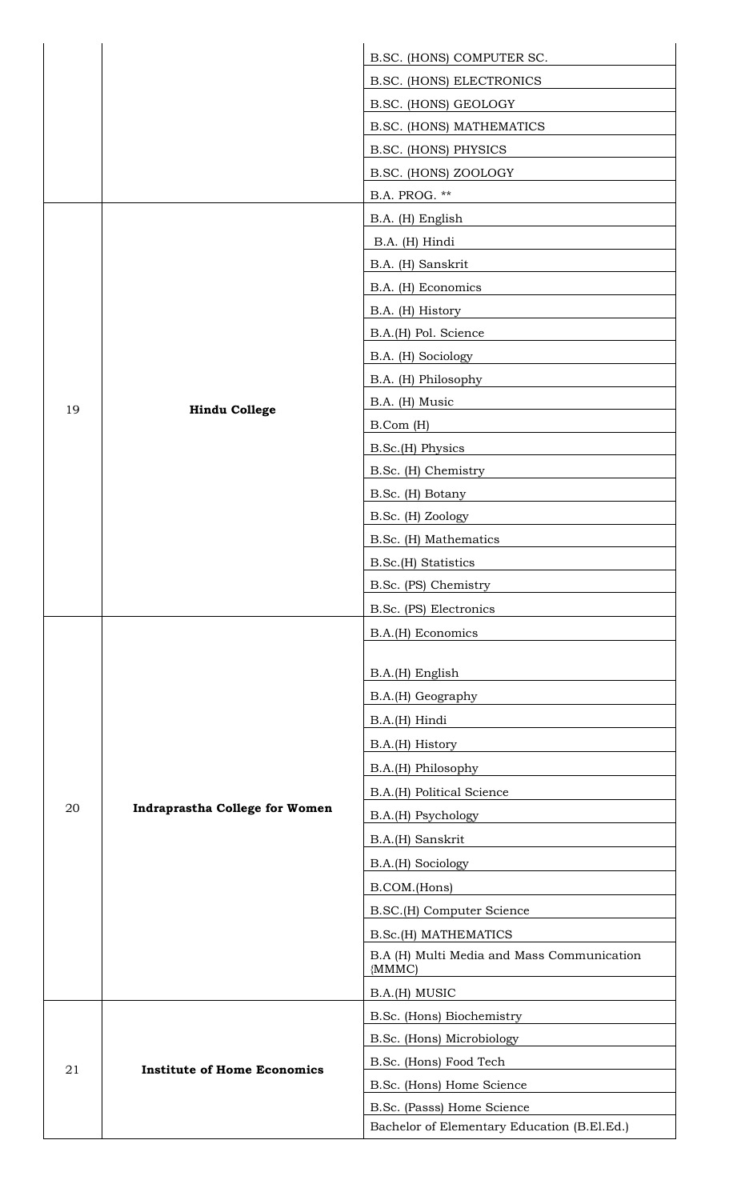| | | |
|---|---|---|
| | | B.SC. (HONS) COMPUTER SC. |
| | | B.SC. (HONS) ELECTRONICS |
| | | B.SC. (HONS) GEOLOGY |
| | | B.SC. (HONS) MATHEMATICS |
| | | B.SC. (HONS) PHYSICS |
| | | B.SC. (HONS) ZOOLOGY |
| | | B.A. PROG. ** |
| 19 | **Hindu College** | B.A. (H) English |
| | | B.A. (H) Hindi |
| | | B.A. (H) Sanskrit |
| | | B.A. (H) Economics |
| | | B.A. (H) History |
| | | B.A.(H) Pol. Science |
| | | B.A. (H) Sociology |
| | | B.A. (H) Philosophy |
| | | B.A. (H) Music |
| | | B.Com (H) |
| | | B.Sc.(H) Physics |
| | | B.Sc. (H) Chemistry |
| | | B.Sc. (H) Botany |
| | | B.Sc. (H) Zoology |
| | | B.Sc. (H) Mathematics |
| | | B.Sc.(H) Statistics |
| | | B.Sc. (PS) Chemistry |
| | | B.Sc. (PS) Electronics |
| 20 | **Indraprastha College for Women** | B.A.(H) Economics |
| | | B.A.(H) English |
| | | B.A.(H) Geography |
| | | B.A.(H) Hindi |
| | | B.A.(H) History |
| | | B.A.(H) Philosophy |
| | | B.A.(H) Political Science |
| | | B.A.(H) Psychology |
| | | B.A.(H) Sanskrit |
| | | B.A.(H) Sociology |
| | | B.COM.(Hons) |
| | | B.SC.(H) Computer Science |
| | | B.Sc.(H) MATHEMATICS |
| | | B.A (H) Multi Media and Mass Communication {MMMC) |
| | | B.A.(H) MUSIC |
| 21 | **Institute of Home Economics** | B.Sc. (Hons) Biochemistry |
| | | B.Sc. (Hons) Microbiology |
| | | B.Sc. (Hons) Food Tech |
| | | B.Sc. (Hons) Home Science |
| | | B.Sc. (Passs) Home Science |
| | | Bachelor of Elementary Education (B.El.Ed.) |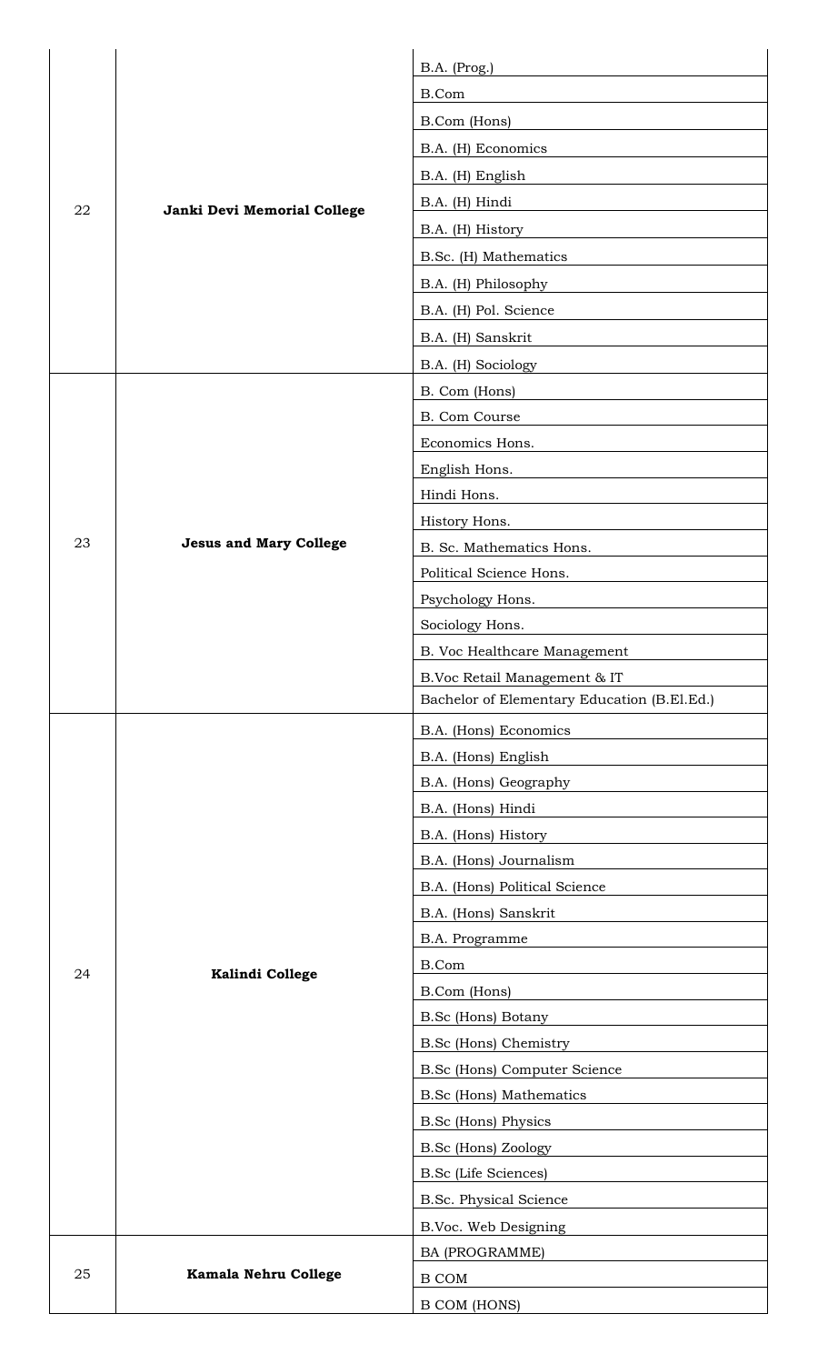| 22 | **Janki Devi Memorial College** | B.A. (Prog.) |
|---|---|---|
| | | B.Com |
| | | B.Com (Hons) |
| | | B.A. (H) Economics |
| | | B.A. (H) English |
| | | B.A. (H) Hindi |
| | | B.A. (H) History |
| | | B.Sc. (H) Mathematics |
| | | B.A. (H) Philosophy |
| | | B.A. (H) Pol. Science |
| | | B.A. (H) Sanskrit |
| | | B.A. (H) Sociology |
| 23 | **Jesus and Mary College** | B. Com (Hons) |
| | | B. Com Course |
| | | Economics Hons. |
| | | English Hons. |
| | | Hindi Hons. |
| | | History Hons. |
| | | B. Sc. Mathematics Hons. |
| | | Political Science Hons. |
| | | Psychology Hons. |
| | | Sociology Hons. |
| | | B. Voc Healthcare Management |
| | | B.Voc Retail Management & IT |
| | | Bachelor of Elementary Education (B.El.Ed.) |
| 24 | **Kalindi College** | B.A. (Hons) Economics |
| | | B.A. (Hons) English |
| | | B.A. (Hons) Geography |
| | | B.A. (Hons) Hindi |
| | | B.A. (Hons) History |
| | | B.A. (Hons) Journalism |
| | | B.A. (Hons) Political Science |
| | | B.A. (Hons) Sanskrit |
| | | B.A. Programme |
| | | B.Com |
| | | B.Com (Hons) |
| | | B.Sc (Hons) Botany |
| | | B.Sc (Hons) Chemistry |
| | | B.Sc (Hons) Computer Science |
| | | B.Sc (Hons) Mathematics |
| | | B.Sc (Hons) Physics |
| | | B.Sc (Hons) Zoology |
| | | B.Sc (Life Sciences) |
| | | B.Sc. Physical Science |
| | | B.Voc. Web Designing |
| 25 | **Kamala Nehru College** | BA (PROGRAMME) |
| | | B COM |
| | | B COM (HONS) |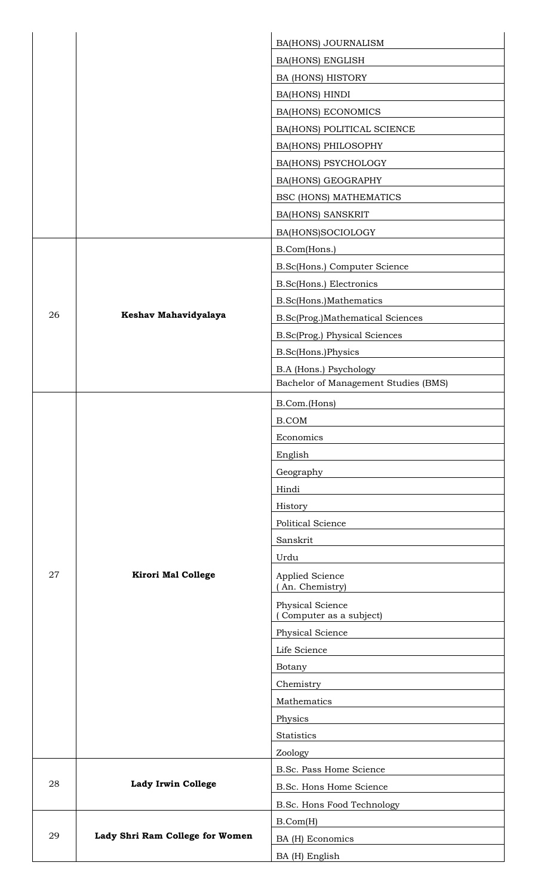| | | |
|---|---|---|
| | | BA(HONS) JOURNALISM |
| | | BA(HONS) ENGLISH |
| | | BA (HONS) HISTORY |
| | | BA(HONS) HINDI |
| | | BA(HONS) ECONOMICS |
| | | BA(HONS) POLITICAL SCIENCE |
| | | BA(HONS) PHILOSOPHY |
| | | BA(HONS) PSYCHOLOGY |
| | | BA(HONS) GEOGRAPHY |
| | | BSC (HONS) MATHEMATICS |
| | | BA(HONS) SANSKRIT |
| | | BA(HONS)SOCIOLOGY |
| 26 | **Keshav Mahavidyalaya** | B.Com(Hons.) |
| | | B.Sc(Hons.) Computer Science |
| | | B.Sc(Hons.) Electronics |
| | | B.Sc(Hons.)Mathematics |
| | | B.Sc(Prog.)Mathematical Sciences |
| | | B.Sc(Prog.) Physical Sciences |
| | | B.Sc(Hons.)Physics |
| | | B.A (Hons.) Psychology |
| | | Bachelor of Management Studies (BMS) |
| 27 | **Kirori Mal College** | B.Com.(Hons) |
| | | B.COM |
| | | Economics |
| | | English |
| | | Geography |
| | | Hindi |
| | | History |
| | | Political Science |
| | | Sanskrit |
| | | Urdu |
| | | Applied Science ( An. Chemistry) |
| | | Physical Science ( Computer as a subject) |
| | | Physical Science |
| | | Life Science |
| | | Botany |
| | | Chemistry |
| | | Mathematics |
| | | Physics |
| | | Statistics |
| | | Zoology |
| 28 | **Lady Irwin College** | B.Sc. Pass Home Science |
| | | B.Sc. Hons Home Science |
| | | B.Sc. Hons Food Technology |
| 29 | **Lady Shri Ram College for Women** | B.Com(H) |
| | | BA (H) Economics |
| | | BA (H) English |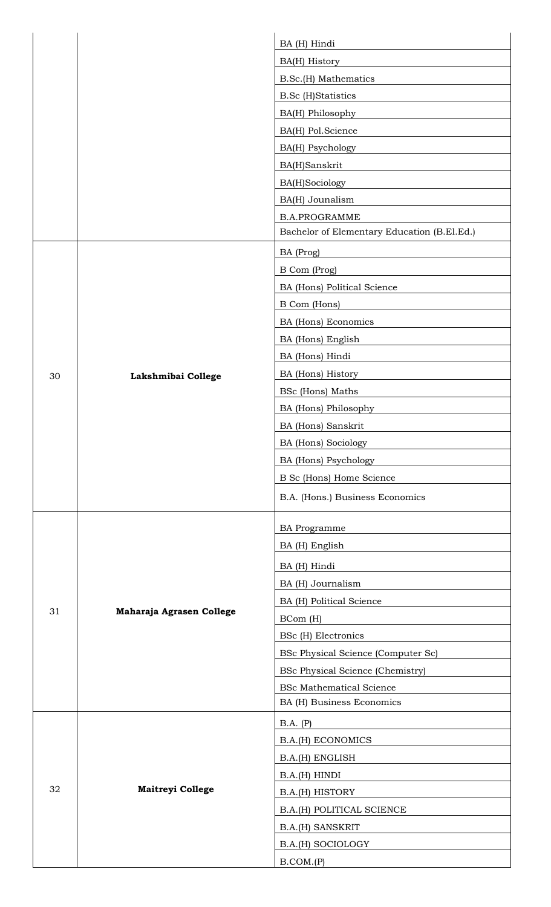| | | |
|---|---|---|
| | | BA (H) Hindi |
| | | BA(H) History |
| | | B.Sc.(H) Mathematics |
| | | B.Sc (H)Statistics |
| | | BA(H) Philosophy |
| | | BA(H) Pol.Science |
| | | BA(H) Psychology |
| | | BA(H)Sanskrit |
| | | BA(H)Sociology |
| | | BA(H) Jounalism |
| | | B.A.PROGRAMME |
| | | Bachelor of Elementary Education (B.El.Ed.) |
| 30 | **Lakshmibai College** | BA (Prog) |
| | | B Com (Prog) |
| | | BA (Hons) Political Science |
| | | B Com (Hons) |
| | | BA (Hons) Economics |
| | | BA (Hons) English |
| | | BA (Hons) Hindi |
| | | BA (Hons) History |
| | | BSc (Hons) Maths |
| | | BA (Hons) Philosophy |
| | | BA (Hons) Sanskrit |
| | | BA (Hons) Sociology |
| | | BA (Hons) Psychology |
| | | B Sc (Hons) Home Science |
| | | B.A. (Hons.) Business Economics |
| 31 | **Maharaja Agrasen College** | BA Programme |
| | | BA (H) English |
| | | BA (H) Hindi |
| | | BA (H) Journalism |
| | | BA (H) Political Science |
| | | BCom (H) |
| | | BSc (H) Electronics |
| | | BSc Physical Science (Computer Sc) |
| | | BSc Physical Science (Chemistry) |
| | | BSc Mathematical Science |
| | | BA (H) Business Economics |
| 32 | **Maitreyi College** | B.A. (P) |
| | | B.A.(H) ECONOMICS |
| | | B.A.(H) ENGLISH |
| | | B.A.(H) HINDI |
| | | B.A.(H) HISTORY |
| | | B.A.(H) POLITICAL SCIENCE |
| | | B.A.(H) SANSKRIT |
| | | B.A.(H) SOCIOLOGY |
| | | B.COM.(P) |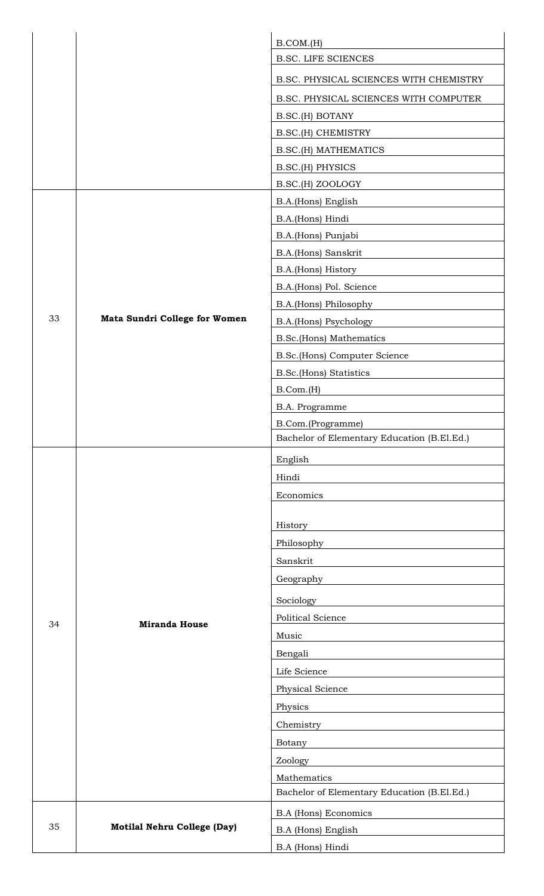| | | |
|---|---|---|
| | | B.COM.(H) |
| | | B.SC. LIFE SCIENCES |
| | | B.SC. PHYSICAL SCIENCES WITH CHEMISTRY |
| | | B.SC. PHYSICAL SCIENCES WITH COMPUTER |
| | | B.SC.(H) BOTANY |
| | | B.SC.(H) CHEMISTRY |
| | | B.SC.(H) MATHEMATICS |
| | | B.SC.(H) PHYSICS |
| | | B.SC.(H) ZOOLOGY |
| 33 | **Mata Sundri College for Women** | B.A.(Hons) English |
| | | B.A.(Hons) Hindi |
| | | B.A.(Hons) Punjabi |
| | | B.A.(Hons) Sanskrit |
| | | B.A.(Hons) History |
| | | B.A.(Hons) Pol. Science |
| | | B.A.(Hons) Philosophy |
| | | B.A.(Hons) Psychology |
| | | B.Sc.(Hons) Mathematics |
| | | B.Sc.(Hons) Computer Science |
| | | B.Sc.(Hons) Statistics |
| | | B.Com.(H) |
| | | B.A. Programme |
| | | B.Com.(Programme) |
| | | Bachelor of Elementary Education (B.El.Ed.) |
| 34 | **Miranda House** | English |
| | | Hindi |
| | | Economics |
| | | History |
| | | Philosophy |
| | | Sanskrit |
| | | Geography |
| | | Sociology |
| | | Political Science |
| | | Music |
| | | Bengali |
| | | Life Science |
| | | Physical Science |
| | | Physics |
| | | Chemistry |
| | | Botany |
| | | Zoology |
| | | Mathematics |
| | | Bachelor of Elementary Education (B.El.Ed.) |
| 35 | **Motilal Nehru College (Day)** | B.A (Hons) Economics |
| | | B.A (Hons) English |
| | | B.A (Hons) Hindi |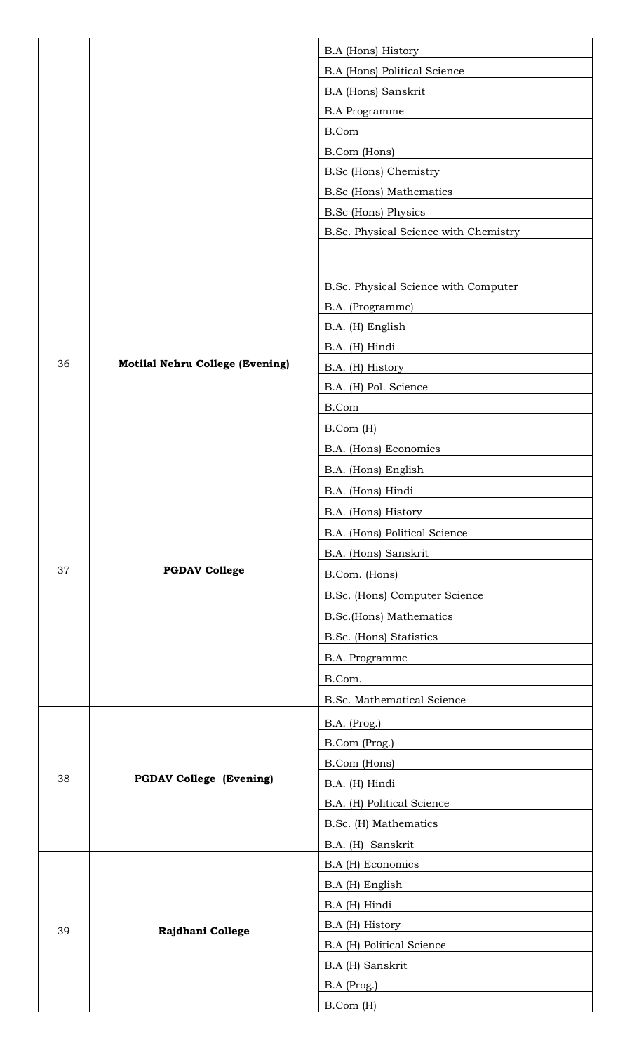| | | |
|---|---|---|
| | | B.A (Hons) History |
| | | B.A (Hons) Political Science |
| | | B.A (Hons) Sanskrit |
| | | B.A Programme |
| | | B.Com |
| | | B.Com (Hons) |
| | | B.Sc (Hons) Chemistry |
| | | B.Sc (Hons) Mathematics |
| | | B.Sc (Hons) Physics |
| | | B.Sc. Physical Science with Chemistry |
| | | B.Sc. Physical Science with Computer |
| 36 | **Motilal Nehru College (Evening)** | B.A. (Programme) |
| | | B.A. (H) English |
| | | B.A. (H) Hindi |
| | | B.A. (H) History |
| | | B.A. (H) Pol. Science |
| | | B.Com |
| | | B.Com (H) |
| 37 | **PGDAV College** | B.A. (Hons) Economics |
| | | B.A. (Hons) English |
| | | B.A. (Hons) Hindi |
| | | B.A. (Hons) History |
| | | B.A. (Hons) Political Science |
| | | B.A. (Hons) Sanskrit |
| | | B.Com. (Hons) |
| | | B.Sc. (Hons) Computer Science |
| | | B.Sc.(Hons) Mathematics |
| | | B.Sc. (Hons) Statistics |
| | | B.A. Programme |
| | | B.Com. |
| | | B.Sc. Mathematical Science |
| 38 | **PGDAV College (Evening)** | B.A. (Prog.) |
| | | B.Com (Prog.) |
| | | B.Com (Hons) |
| | | B.A. (H) Hindi |
| | | B.A. (H) Political Science |
| | | B.Sc. (H) Mathematics |
| | | B.A. (H) Sanskrit |
| 39 | **Rajdhani College** | B.A (H) Economics |
| | | B.A (H) English |
| | | B.A (H) Hindi |
| | | B.A (H) History |
| | | B.A (H) Political Science |
| | | B.A (H) Sanskrit |
| | | B.A (Prog.) |
| | | B.Com (H) |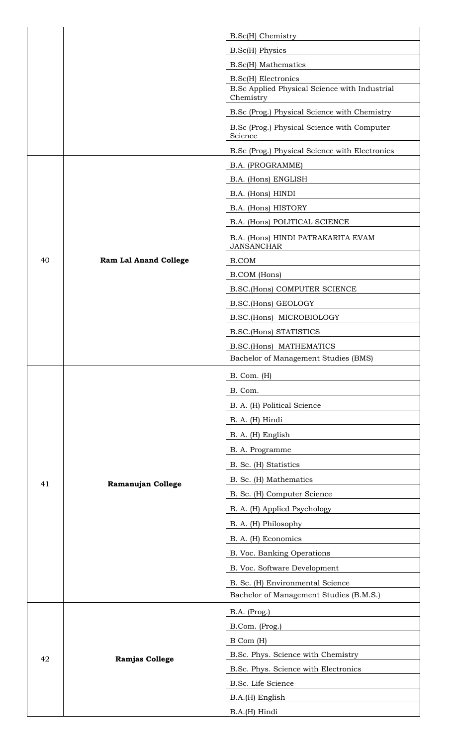| | | |
|---|---|---|
| | | B.Sc(H) Chemistry |
| | | B.Sc(H) Physics |
| | | B.Sc(H) Mathematics |
| | | B.Sc(H) Electronics |
| | | B.Sc Applied Physical Science with Industrial Chemistry |
| | | B.Sc (Prog.) Physical Science with Chemistry |
| | | B.Sc (Prog.) Physical Science with Computer Science |
| | | B.Sc (Prog.) Physical Science with Electronics |
| 40 | **Ram Lal Anand College** | B.A. (PROGRAMME) |
| | | B.A. (Hons) ENGLISH |
| | | B.A. (Hons) HINDI |
| | | B.A. (Hons) HISTORY |
| | | B.A. (Hons) POLITICAL SCIENCE |
| | | B.A. (Hons) HINDI PATRAKARITA EVAM JANSANCHAR |
| | | B.COM |
| | | B.COM (Hons) |
| | | B.SC.(Hons) COMPUTER SCIENCE |
| | | B.SC.(Hons) GEOLOGY |
| | | B.SC.(Hons) MICROBIOLOGY |
| | | B.SC.(Hons) STATISTICS |
| | | B.SC.(Hons) MATHEMATICS |
| | | Bachelor of Management Studies (BMS) |
| 41 | **Ramanujan College** | B. Com. (H) |
| | | B. Com. |
| | | B. A. (H) Political Science |
| | | B. A. (H) Hindi |
| | | B. A. (H) English |
| | | B. A. Programme |
| | | B. Sc. (H) Statistics |
| | | B. Sc. (H) Mathematics |
| | | B. Sc. (H) Computer Science |
| | | B. A. (H) Applied Psychology |
| | | B. A. (H) Philosophy |
| | | B. A. (H) Economics |
| | | B. Voc. Banking Operations |
| | | B. Voc. Software Development |
| | | B. Sc. (H) Environmental Science |
| | | Bachelor of Management Studies (B.M.S.) |
| 42 | **Ramjas College** | B.A. (Prog.) |
| | | B.Com. (Prog.) |
| | | B Com (H) |
| | | B.Sc. Phys. Science with Chemistry |
| | | B.Sc. Phys. Science with Electronics |
| | | B.Sc. Life Science |
| | | B.A.(H) English |
| | | B.A.(H) Hindi |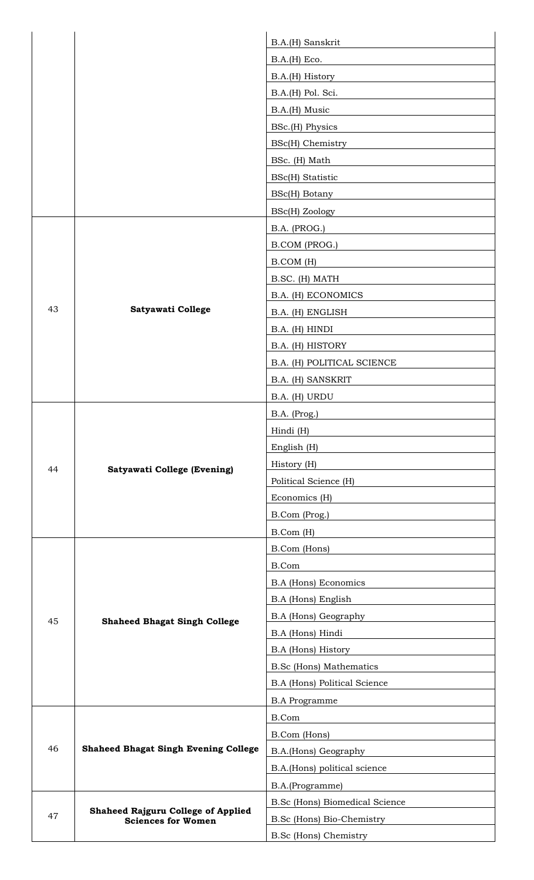| | | B.A.(H) Sanskrit |
|---|---|---|
| | | B.A.(H) Eco. |
| | | B.A.(H) History |
| | | B.A.(H) Pol. Sci. |
| | | B.A.(H) Music |
| | | BSc.(H) Physics |
| | | BSc(H) Chemistry |
| | | BSc. (H) Math |
| | | BSc(H) Statistic |
| | | BSc(H) Botany |
| | | BSc(H) Zoology |
| 43 | **Satyawati College** | B.A. (PROG.) |
| | | B.COM (PROG.) |
| | | B.COM (H) |
| | | B.SC. (H) MATH |
| | | B.A. (H) ECONOMICS |
| | | B.A. (H) ENGLISH |
| | | B.A. (H) HINDI |
| | | B.A. (H) HISTORY |
| | | B.A. (H) POLITICAL SCIENCE |
| | | B.A. (H) SANSKRIT |
| | | B.A. (H) URDU |
| 44 | **Satyawati College (Evening)** | B.A. (Prog.) |
| | | Hindi (H) |
| | | English (H) |
| | | History (H) |
| | | Political Science (H) |
| | | Economics (H) |
| | | B.Com (Prog.) |
| | | B.Com (H) |
| 45 | **Shaheed Bhagat Singh College** | B.Com (Hons) |
| | | B.Com |
| | | B.A (Hons) Economics |
| | | B.A (Hons) English |
| | | B.A (Hons) Geography |
| | | B.A (Hons) Hindi |
| | | B.A (Hons) History |
| | | B.Sc (Hons) Mathematics |
| | | B.A (Hons) Political Science |
| | | B.A Programme |
| 46 | **Shaheed Bhagat Singh Evening College** | B.Com |
| | | B.Com (Hons) |
| | | B.A.(Hons) Geography |
| | | B.A.(Hons) political science |
| | | B.A.(Programme) |
| 47 | **Shaheed Rajguru College of Applied Sciences for Women** | B.Sc (Hons) Biomedical Science |
| | | B.Sc (Hons) Bio-Chemistry |
| | | B.Sc (Hons) Chemistry |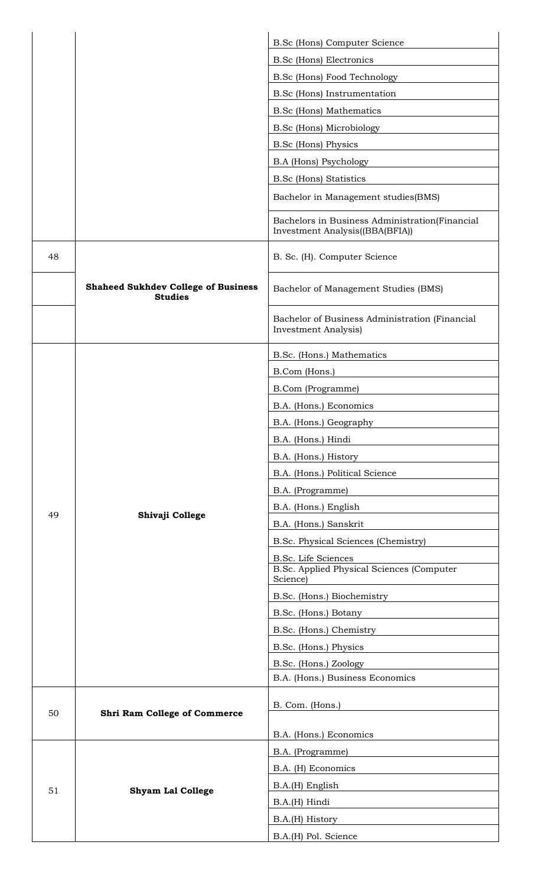| | | B.Sc (Hons) Computer Science |
|---|---|---|
| | | B.Sc (Hons) Electronics |
| | | B.Sc (Hons) Food Technology |
| | | B.Sc (Hons) Instrumentation |
| | | B.Sc (Hons) Mathematics |
| | | B.Sc (Hons) Microbiology |
| | | B.Sc (Hons) Physics |
| | | B.A (Hons) Psychology |
| | | B.Sc (Hons) Statistics |
| | | Bachelor in Management studies(BMS) |
| | | Bachelors in Business Administration(Financial Investment Analysis((BBA(BFIA)) |
| 48 | **Shaheed Sukhdev College of Business Studies** | B. Sc. (H). Computer Science |
| | | Bachelor of Management Studies (BMS) |
| | | Bachelor of Business Administration (Financial Investment Analysis) |
| 49 | **Shivaji College** | B.Sc. (Hons.) Mathematics |
| | | B.Com (Hons.) |
| | | B.Com (Programme) |
| | | B.A. (Hons.) Economics |
| | | B.A. (Hons.) Geography |
| | | B.A. (Hons.) Hindi |
| | | B.A. (Hons.) History |
| | | B.A. (Hons.) Political Science |
| | | B.A. (Programme) |
| | | B.A. (Hons.) English |
| | | B.A. (Hons.) Sanskrit |
| | | B.Sc. Physical Sciences (Chemistry) |
| | | B.Sc. Life Sciences |
| | | B.Sc. Applied Physical Sciences (Computer Science) |
| | | B.Sc. (Hons.) Biochemistry |
| | | B.Sc. (Hons.) Botany |
| | | B.Sc. (Hons.) Chemistry |
| | | B.Sc. (Hons.) Physics |
| | | B.Sc. (Hons.) Zoology |
| | | B.A. (Hons.) Business Economics |
| 50 | **Shri Ram College of Commerce** | B. Com. (Hons.) |
| | | B.A. (Hons.) Economics |
| 51 | **Shyam Lal College** | B.A. (Programme) |
| | | B.A. (H) Economics |
| | | B.A.(H) English |
| | | B.A.(H) Hindi |
| | | B.A.(H) History |
| | | B.A.(H) Pol. Science |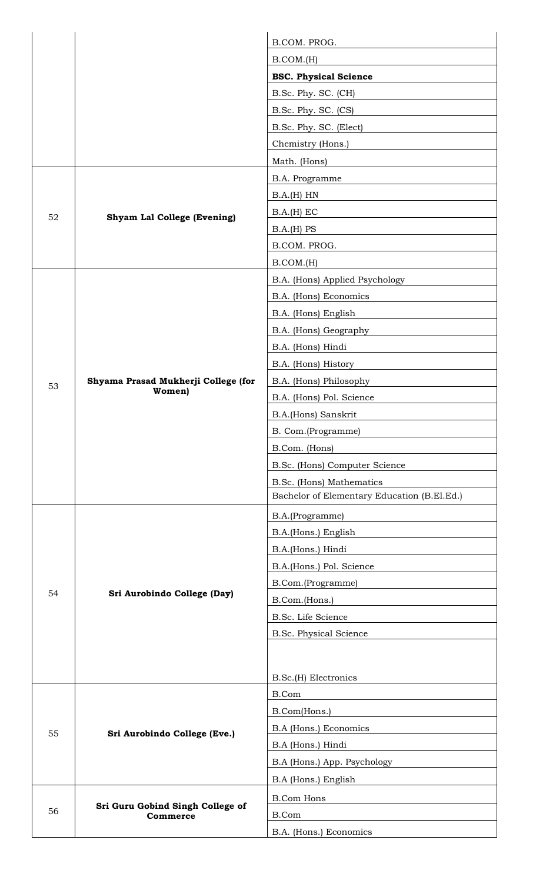| | | |
|---|---|---|
| | | B.COM. PROG. |
| | | B.COM.(H) |
| | | **BSC. Physical Science** |
| | | B.Sc. Phy. SC. (CH) |
| | | B.Sc. Phy. SC. (CS) |
| | | B.Sc. Phy. SC. (Elect) |
| | | Chemistry (Hons.) |
| | | Math. (Hons) |
| 52 | **Shyam Lal College (Evening)** | B.A. Programme |
| | | B.A.(H) HN |
| | | B.A.(H) EC |
| | | B.A.(H) PS |
| | | B.COM. PROG. |
| | | B.COM.(H) |
| 53 | **Shyama Prasad Mukherji College (for Women)** | B.A. (Hons) Applied Psychology |
| | | B.A. (Hons) Economics |
| | | B.A. (Hons) English |
| | | B.A. (Hons) Geography |
| | | B.A. (Hons) Hindi |
| | | B.A. (Hons) History |
| | | B.A. (Hons) Philosophy |
| | | B.A. (Hons) Pol. Science |
| | | B.A.(Hons) Sanskrit |
| | | B. Com.(Programme) |
| | | B.Com. (Hons) |
| | | B.Sc. (Hons) Computer Science |
| | | B.Sc. (Hons) Mathematics |
| | | Bachelor of Elementary Education (B.El.Ed.) |
| 54 | **Sri Aurobindo College (Day)** | B.A.(Programme) |
| | | B.A.(Hons.) English |
| | | B.A.(Hons.) Hindi |
| | | B.A.(Hons.) Pol. Science |
| | | B.Com.(Programme) |
| | | B.Com.(Hons.) |
| | | B.Sc. Life Science |
| | | B.Sc. Physical Science |
| | | B.Sc.(H) Electronics |
| 55 | **Sri Aurobindo College (Eve.)** | B.Com |
| | | B.Com(Hons.) |
| | | B.A (Hons.) Economics |
| | | B.A (Hons.) Hindi |
| | | B.A (Hons.) App. Psychology |
| | | B.A (Hons.) English |
| 56 | **Sri Guru Gobind Singh College of Commerce** | B.Com Hons |
| | | B.Com |
| | | B.A. (Hons.) Economics |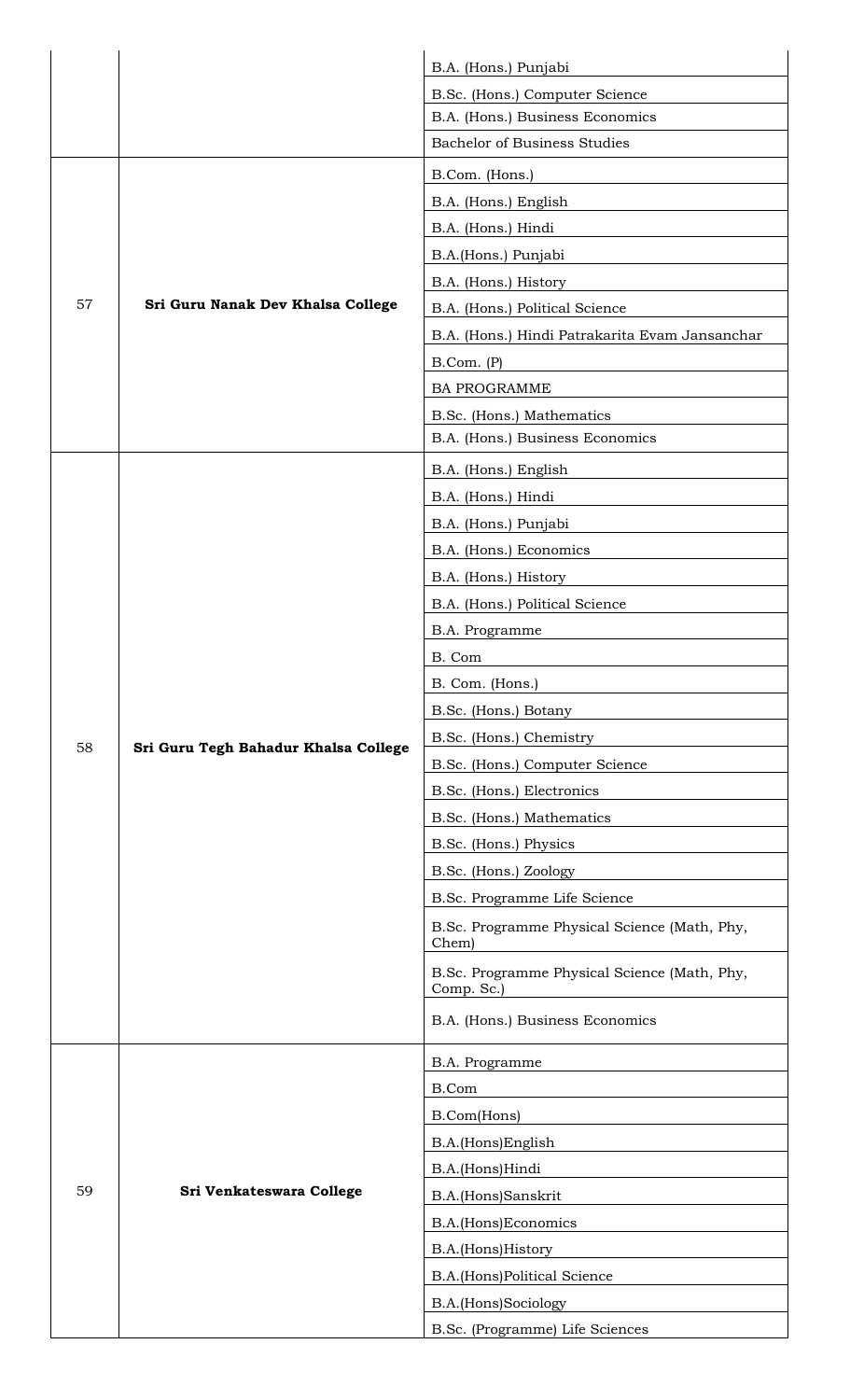| | | |
|---|---|---|
| | | B.A. (Hons.) Punjabi |
| | | B.Sc. (Hons.) Computer Science |
| | | B.A. (Hons.) Business Economics |
| | | Bachelor of Business Studies |
| 57 | **Sri Guru Nanak Dev Khalsa College** | B.Com. (Hons.) |
| | | B.A. (Hons.) English |
| | | B.A. (Hons.) Hindi |
| | | B.A.(Hons.) Punjabi |
| | | B.A. (Hons.) History |
| | | B.A. (Hons.) Political Science |
| | | B.A. (Hons.) Hindi Patrakarita Evam Jansanchar |
| | | B.Com. (P) |
| | | BA PROGRAMME |
| | | B.Sc. (Hons.) Mathematics |
| | | B.A. (Hons.) Business Economics |
| 58 | **Sri Guru Tegh Bahadur Khalsa College** | B.A. (Hons.) English |
| | | B.A. (Hons.) Hindi |
| | | B.A. (Hons.) Punjabi |
| | | B.A. (Hons.) Economics |
| | | B.A. (Hons.) History |
| | | B.A. (Hons.) Political Science |
| | | B.A. Programme |
| | | B. Com |
| | | B. Com. (Hons.) |
| | | B.Sc. (Hons.) Botany |
| | | B.Sc. (Hons.) Chemistry |
| | | B.Sc. (Hons.) Computer Science |
| | | B.Sc. (Hons.) Electronics |
| | | B.Sc. (Hons.) Mathematics |
| | | B.Sc. (Hons.) Physics |
| | | B.Sc. (Hons.) Zoology |
| | | B.Sc. Programme Life Science |
| | | B.Sc. Programme Physical Science (Math, Phy, Chem) |
| | | B.Sc. Programme Physical Science (Math, Phy, Comp. Sc.) |
| | | B.A. (Hons.) Business Economics |
| 59 | **Sri Venkateswara College** | B.A. Programme |
| | | B.Com |
| | | B.Com(Hons) |
| | | B.A.(Hons)English |
| | | B.A.(Hons)Hindi |
| | | B.A.(Hons)Sanskrit |
| | | B.A.(Hons)Economics |
| | | B.A.(Hons)History |
| | | B.A.(Hons)Political Science |
| | | B.A.(Hons)Sociology |
| | | B.Sc. (Programme) Life Sciences |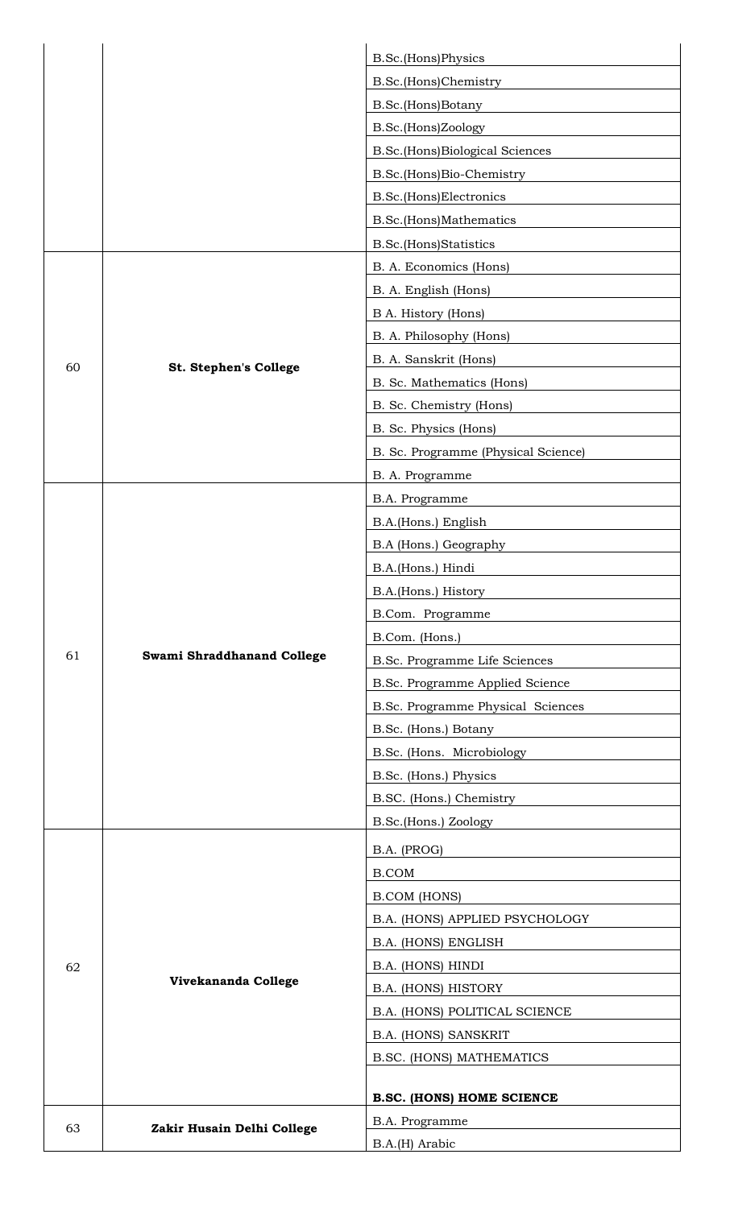| | | |
|---|---|---|
| | | B.Sc.(Hons)Physics |
| | | B.Sc.(Hons)Chemistry |
| | | B.Sc.(Hons)Botany |
| | | B.Sc.(Hons)Zoology |
| | | B.Sc.(Hons)Biological Sciences |
| | | B.Sc.(Hons)Bio-Chemistry |
| | | B.Sc.(Hons)Electronics |
| | | B.Sc.(Hons)Mathematics |
| | | B.Sc.(Hons)Statistics |
| 60 | **St. Stephen's College** | B. A. Economics (Hons) |
| | | B. A. English (Hons) |
| | | B A. History (Hons) |
| | | B. A. Philosophy (Hons) |
| | | B. A. Sanskrit (Hons) |
| | | B. Sc. Mathematics (Hons) |
| | | B. Sc. Chemistry (Hons) |
| | | B. Sc. Physics (Hons) |
| | | B. Sc. Programme (Physical Science) |
| | | B. A. Programme |
| 61 | **Swami Shraddhanand College** | B.A. Programme |
| | | B.A.(Hons.) English |
| | | B.A (Hons.) Geography |
| | | B.A.(Hons.) Hindi |
| | | B.A.(Hons.) History |
| | | B.Com. Programme |
| | | B.Com. (Hons.) |
| | | B.Sc. Programme Life Sciences |
| | | B.Sc. Programme Applied Science |
| | | B.Sc. Programme Physical Sciences |
| | | B.Sc. (Hons.) Botany |
| | | B.Sc. (Hons. Microbiology |
| | | B.Sc. (Hons.) Physics |
| | | B.SC. (Hons.) Chemistry |
| | | B.Sc.(Hons.) Zoology |
| 62 | **Vivekananda College** | B.A. (PROG) |
| | | B.COM |
| | | B.COM (HONS) |
| | | B.A. (HONS) APPLIED PSYCHOLOGY |
| | | B.A. (HONS) ENGLISH |
| | | B.A. (HONS) HINDI |
| | | B.A. (HONS) HISTORY |
| | | B.A. (HONS) POLITICAL SCIENCE |
| | | B.A. (HONS) SANSKRIT |
| | | B.SC. (HONS) MATHEMATICS |
| | | **B.SC. (HONS) HOME SCIENCE** |
| 63 | **Zakir Husain Delhi College** | B.A. Programme |
| | | B.A.(H) Arabic |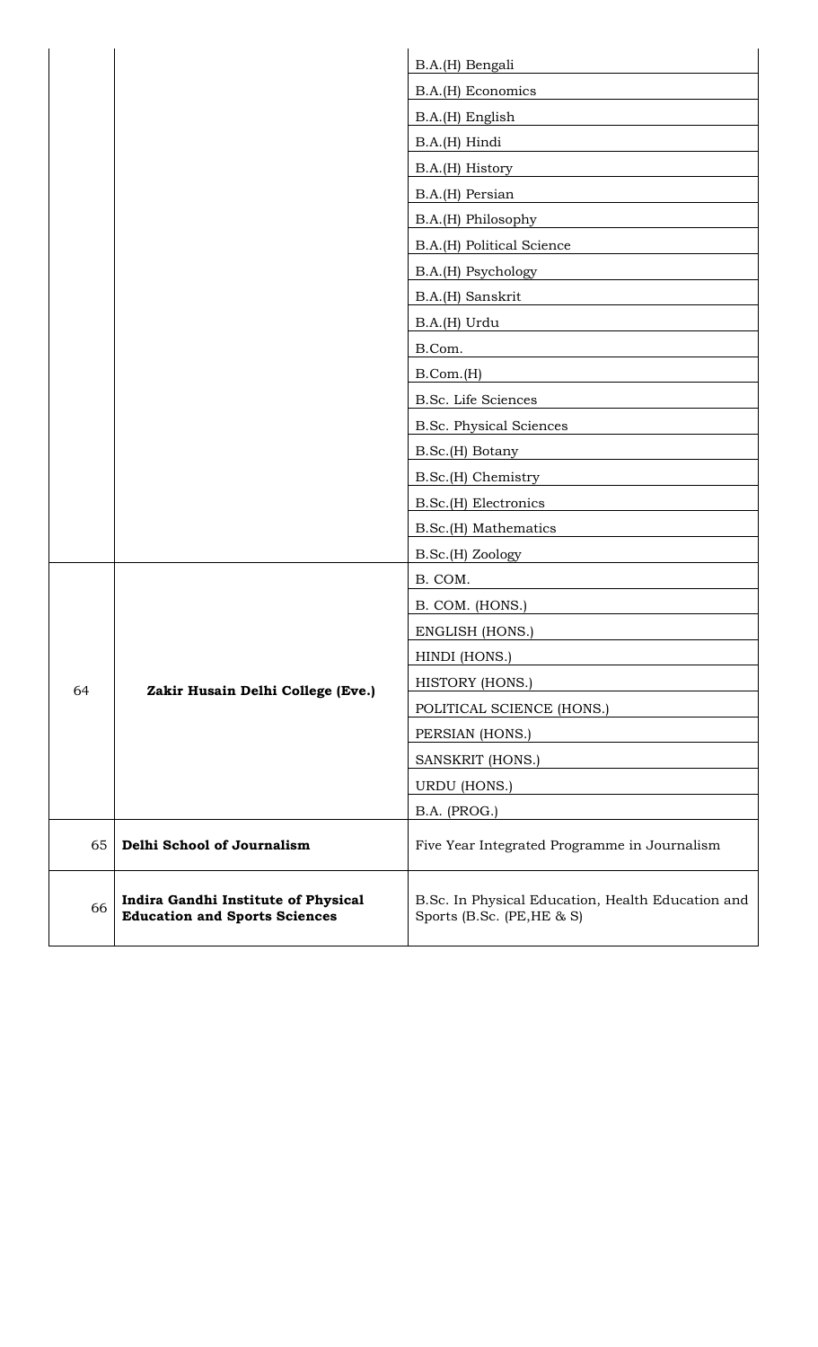| | | |
|---|---|---|
| | | B.A.(H) Bengali |
| | | B.A.(H) Economics |
| | | B.A.(H) English |
| | | B.A.(H) Hindi |
| | | B.A.(H) History |
| | | B.A.(H) Persian |
| | | B.A.(H) Philosophy |
| | | B.A.(H) Political Science |
| | | B.A.(H) Psychology |
| | | B.A.(H) Sanskrit |
| | | B.A.(H) Urdu |
| | | B.Com. |
| | | B.Com.(H) |
| | | B.Sc. Life Sciences |
| | | B.Sc. Physical Sciences |
| | | B.Sc.(H) Botany |
| | | B.Sc.(H) Chemistry |
| | | B.Sc.(H) Electronics |
| | | B.Sc.(H) Mathematics |
| | | B.Sc.(H) Zoology |
| 64 | **Zakir Husain Delhi College (Eve.)** | B. COM. |
| | | B. COM. (HONS.) |
| | | ENGLISH (HONS.) |
| | | HINDI (HONS.) |
| | | HISTORY (HONS.) |
| | | POLITICAL SCIENCE (HONS.) |
| | | PERSIAN (HONS.) |
| | | SANSKRIT (HONS.) |
| | | URDU (HONS.) |
| | | B.A. (PROG.) |
| 65 | **Delhi School of Journalism** | Five Year Integrated Programme in Journalism |
| 66 | **Indira Gandhi Institute of Physical Education and Sports Sciences** | B.Sc. In Physical Education, Health Education and Sports (B.Sc. (PE,HE & S) |